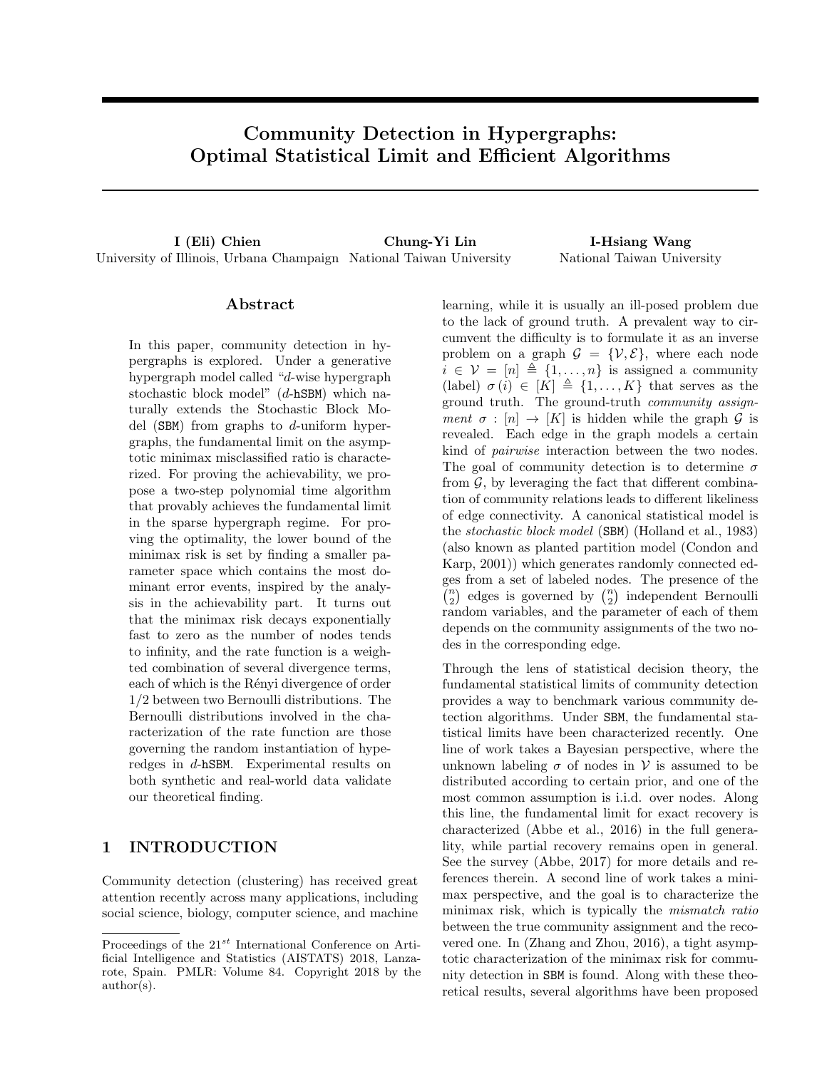# Community Detection in Hypergraphs: Optimal Statistical Limit and Efficient Algorithms

**I (Eli) Chien**
University of Illinois, Urbana Champaign

**Chung-Yi Lin**
National Taiwan University

**I-Hsiang Wang**
National Taiwan University

## Abstract

In this paper, community detection in hypergraphs is explored. Under a generative hypergraph model called "$d$-wise hypergraph stochastic block model" ($d$-hSBM) which naturally extends the Stochastic Block Model (SBM) from graphs to $d$-uniform hypergraphs, the fundamental limit on the asymptotic minimax misclassified ratio is characterized. For proving the achievability, we propose a two-step polynomial time algorithm that provably achieves the fundamental limit in the sparse hypergraph regime. For proving the optimality, the lower bound of the minimax risk is set by finding a smaller parameter space which contains the most dominant error events, inspired by the analysis in the achievability part. It turns out that the minimax risk decays exponentially fast to zero as the number of nodes tends to infinity, and the rate function is a weighted combination of several divergence terms, each of which is the Rényi divergence of order 1/2 between two Bernoulli distributions. The Bernoulli distributions involved in the characterization of the rate function are those governing the random instantiation of hyperedges in $d$-hSBM. Experimental results on both synthetic and real-world data validate our theoretical finding.

## 1 INTRODUCTION

Community detection (clustering) has received great attention recently across many applications, including social science, biology, computer science, and machine learning, while it is usually an ill-posed problem due to the lack of ground truth. A prevalent way to circumvent the difficulty is to formulate it as an inverse problem on a graph $\mathcal{G} = \{\mathcal{V}, \mathcal{E}\}$, where each node $i \in \mathcal{V} = [n] \triangleq \{1, \ldots, n\}$ is assigned a community (label) $\sigma(i) \in [K] \triangleq \{1, \ldots, K\}$ that serves as the ground truth. The ground-truth *community assignment* $\sigma : [n] \to [K]$ is hidden while the graph $\mathcal{G}$ is revealed. Each edge in the graph models a certain kind of *pairwise* interaction between the two nodes. The goal of community detection is to determine $\sigma$ from $\mathcal{G}$, by leveraging the fact that different combination of community relations leads to different likeliness of edge connectivity. A canonical statistical model is the *stochastic block model* (SBM) (Holland et al., 1983) (also known as planted partition model (Condon and Karp, 2001)) which generates randomly connected edges from a set of labeled nodes. The presence of the $\binom{n}{2}$ edges is governed by $\binom{n}{2}$ independent Bernoulli random variables, and the parameter of each of them depends on the community assignments of the two nodes in the corresponding edge.

Through the lens of statistical decision theory, the fundamental statistical limits of community detection provides a way to benchmark various community detection algorithms. Under SBM, the fundamental statistical limits have been characterized recently. One line of work takes a Bayesian perspective, where the unknown labeling $\sigma$ of nodes in $\mathcal{V}$ is assumed to be distributed according to certain prior, and one of the most common assumption is i.i.d. over nodes. Along this line, the fundamental limit for exact recovery is characterized (Abbe et al., 2016) in the full generality, while partial recovery remains open in general. See the survey (Abbe, 2017) for more details and references therein. A second line of work takes a minimax perspective, and the goal is to characterize the minimax risk, which is typically the *mismatch ratio* between the true community assignment and the recovered one. In (Zhang and Zhou, 2016), a tight asymptotic characterization of the minimax risk for community detection in SBM is found. Along with these theoretical results, several algorithms have been proposed

Proceedings of the 21[st] International Conference on Artificial Intelligence and Statistics (AISTATS) 2018, Lanzarote, Spain. PMLR: Volume 84. Copyright 2018 by the author(s).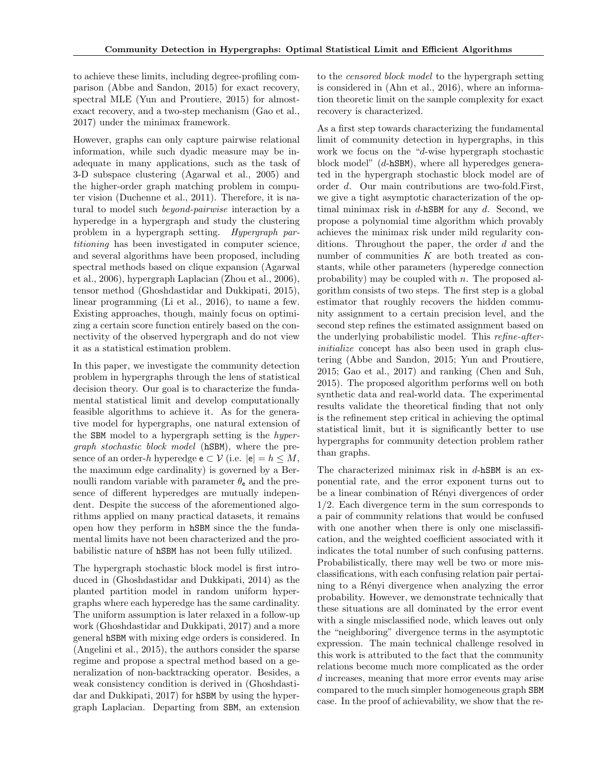to achieve these limits, including degree-profiling comparison (Abbe and Sandon, 2015) for exact recovery, spectral MLE (Yun and Proutiere, 2015) for almost-exact recovery, and a two-step mechanism (Gao et al., 2017) under the minimax framework.

However, graphs can only capture pairwise relational information, while such dyadic measure may be inadequate in many applications, such as the task of 3-D subspace clustering (Agarwal et al., 2005) and the higher-order graph matching problem in computer vision (Duchenne et al., 2011). Therefore, it is natural to model such *beyond-pairwise* interaction by a hyperedge in a hypergraph and study the clustering problem in a hypergraph setting. *Hypergraph partitioning* has been investigated in computer science, and several algorithms have been proposed, including spectral methods based on clique expansion (Agarwal et al., 2006), hypergraph Laplacian (Zhou et al., 2006), tensor method (Ghoshdastidar and Dukkipati, 2015), linear programming (Li et al., 2016), to name a few. Existing approaches, though, mainly focus on optimizing a certain score function entirely based on the connectivity of the observed hypergraph and do not view it as a statistical estimation problem.

In this paper, we investigate the community detection problem in hypergraphs through the lens of statistical decision theory. Our goal is to characterize the fundamental statistical limit and develop computationally feasible algorithms to achieve it. As for the generative model for hypergraphs, one natural extension of the SBM model to a hypergraph setting is the *hypergraph stochastic block model* (hSBM), where the presence of an order-$h$ hyperedge $\mathsf{e} \subset \mathcal{V}$ (i.e. $|\mathsf{e}| = h \le M$, the maximum edge cardinality) is governed by a Bernoulli random variable with parameter $\theta_{\mathsf{e}}$ and the presence of different hyperedges are mutually independent. Despite the success of the aforementioned algorithms applied on many practical datasets, it remains open how they perform in hSBM since the the fundamental limits have not been characterized and the probabilistic nature of hSBM has not been fully utilized.

The hypergraph stochastic block model is first introduced in (Ghoshdastidar and Dukkipati, 2014) as the planted partition model in random uniform hypergraphs where each hyperedge has the same cardinality. The uniform assumption is later relaxed in a follow-up work (Ghoshdastidar and Dukkipati, 2017) and a more general hSBM with mixing edge orders is considered. In (Angelini et al., 2015), the authors consider the sparse regime and propose a spectral method based on a generalization of non-backtracking operator. Besides, a weak consistency condition is derived in (Ghoshdastidar and Dukkipati, 2017) for hSBM by using the hypergraph Laplacian. Departing from SBM, an extension to the *censored block model* to the hypergraph setting is considered in (Ahn et al., 2016), where an information theoretic limit on the sample complexity for exact recovery is characterized.

As a first step towards characterizing the fundamental limit of community detection in hypergraphs, in this work we focus on the "$d$-wise hypergraph stochastic block model" ($d$-hSBM), where all hyperedges generated in the hypergraph stochastic block model are of order $d$. Our main contributions are two-fold.First, we give a tight asymptotic characterization of the optimal minimax risk in $d$-hSBM for any $d$. Second, we propose a polynomial time algorithm which provably achieves the minimax risk under mild regularity conditions. Throughout the paper, the order $d$ and the number of communities $K$ are both treated as constants, while other parameters (hyperedge connection probability) may be coupled with $n$. The proposed algorithm consists of two steps. The first step is a global estimator that roughly recovers the hidden community assignment to a certain precision level, and the second step refines the estimated assignment based on the underlying probabilistic model. This *refine-after-initialize* concept has also been used in graph clustering (Abbe and Sandon, 2015; Yun and Proutiere, 2015; Gao et al., 2017) and ranking (Chen and Suh, 2015). The proposed algorithm performs well on both synthetic data and real-world data. The experimental results validate the theoretical finding that not only is the refinement step critical in achieving the optimal statistical limit, but it is significantly better to use hypergraphs for community detection problem rather than graphs.

The characterized minimax risk in $d$-hSBM is an exponential rate, and the error exponent turns out to be a linear combination of Rényi divergences of order $1/2$. Each divergence term in the sum corresponds to a pair of community relations that would be confused with one another when there is only one misclassification, and the weighted coefficient associated with it indicates the total number of such confusing patterns. Probabilistically, there may well be two or more misclassifications, with each confusing relation pair pertaining to a Rényi divergence when analyzing the error probability. However, we demonstrate technically that these situations are all dominated by the error event with a single misclassified node, which leaves out only the "neighboring" divergence terms in the asymptotic expression. The main technical challenge resolved in this work is attributed to the fact that the community relations become much more complicated as the order $d$ increases, meaning that more error events may arise compared to the much simpler homogeneous graph SBM case. In the proof of achievability, we show that the re-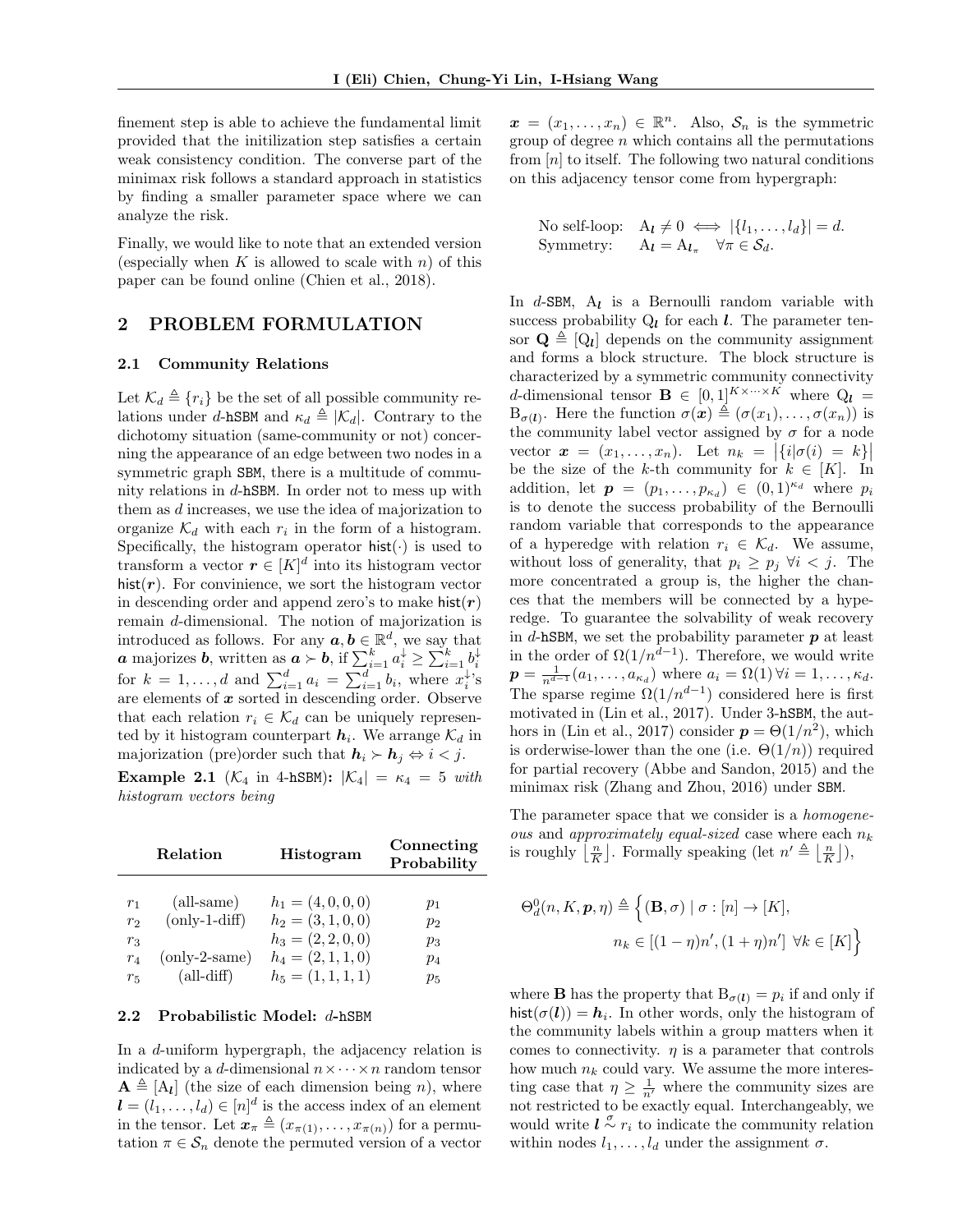finement step is able to achieve the fundamental limit provided that the initilization step satisfies a certain weak consistency condition. The converse part of the minimax risk follows a standard approach in statistics by finding a smaller parameter space where we can analyze the risk.

Finally, we would like to note that an extended version (especially when $K$ is allowed to scale with $n$) of this paper can be found online (Chien et al., 2018).

## 2 PROBLEM FORMULATION

### 2.1 Community Relations

Let $\mathcal{K}_d \triangleq \{r_i\}$ be the set of all possible community relations under $d$-hSBM and $\kappa_d \triangleq |\mathcal{K}_d|$. Contrary to the dichotomy situation (same-community or not) concerning the appearance of an edge between two nodes in a symmetric graph SBM, there is a multitude of community relations in $d$-hSBM. In order not to mess up with them as $d$ increases, we use the idea of majorization to organize $\mathcal{K}_d$ with each $r_i$ in the form of a histogram. Specifically, the histogram operator $\mathsf{hist}(\cdot)$ is used to transform a vector $\boldsymbol{r} \in [K]^d$ into its histogram vector $\mathsf{hist}(\boldsymbol{r})$. For convinience, we sort the histogram vector in descending order and append zero's to make $\mathsf{hist}(\boldsymbol{r})$ remain $d$-dimensional. The notion of majorization is introduced as follows. For any $\boldsymbol{a}, \boldsymbol{b} \in \mathbb{R}^d$, we say that $\boldsymbol{a}$ majorizes $\boldsymbol{b}$, written as $\boldsymbol{a} \succ \boldsymbol{b}$, if $\sum_{i=1}^{k} a_i^{\downarrow} \geq \sum_{i=1}^{k} b_i^{\downarrow}$ for $k = 1, \ldots, d$ and $\sum_{i=1}^{d} a_i = \sum_{i=1}^{d} b_i$, where $x_i^{\downarrow}$'s are elements of $\boldsymbol{x}$ sorted in descending order. Observe that each relation $r_i \in \mathcal{K}_d$ can be uniquely represented by it histogram counterpart $\boldsymbol{h}_i$. We arrange $\mathcal{K}_d$ in majorization (pre)order such that $\boldsymbol{h}_i \succ \boldsymbol{h}_j \Leftrightarrow i < j$.

**Example 2.1** ($\mathcal{K}_4$ in 4-hSBM)**:** *$|\mathcal{K}_4| = \kappa_4 = 5$ with histogram vectors being*

| | Relation | Histogram | Connecting Probability |
|---|---|---|---|
| $r_1$ | (all-same) | $h_1 = (4, 0, 0, 0)$ | $p_1$ |
| $r_2$ | (only-1-diff) | $h_2 = (3, 1, 0, 0)$ | $p_2$ |
| $r_3$ | | $h_3 = (2, 2, 0, 0)$ | $p_3$ |
| $r_4$ | (only-2-same) | $h_4 = (2, 1, 1, 0)$ | $p_4$ |
| $r_5$ | (all-diff) | $h_5 = (1, 1, 1, 1)$ | $p_5$ |

### 2.2 Probabilistic Model: $d$-hSBM

In a $d$-uniform hypergraph, the adjacency relation is indicated by a $d$-dimensional $n \times \cdots \times n$ random tensor $\mathbf{A} \triangleq [\mathrm{A}_{\boldsymbol{l}}]$ (the size of each dimension being $n$), where $\boldsymbol{l} = (l_1, \ldots, l_d) \in [n]^d$ is the access index of an element in the tensor. Let $\boldsymbol{x}_\pi \triangleq (x_{\pi(1)}, \ldots, x_{\pi(n)})$ for a permutation $\pi \in \mathcal{S}_n$ denote the permuted version of a vector $\boldsymbol{x} = (x_1, \ldots, x_n) \in \mathbb{R}^n$. Also, $\mathcal{S}_n$ is the symmetric group of degree $n$ which contains all the permutations from $[n]$ to itself. The following two natural conditions on this adjacency tensor come from hypergraph:

$$
\begin{aligned}
&\text{No self-loop:} \quad \mathrm{A}_{\boldsymbol{l}} \neq 0 \iff |\{l_1, \ldots, l_d\}| = d. \\
&\text{Symmetry:} \quad \mathrm{A}_{\boldsymbol{l}} = \mathrm{A}_{\boldsymbol{l}_\pi} \quad \forall \pi \in \mathcal{S}_d.
\end{aligned}
$$

In $d$-SBM, $\mathrm{A}_{\boldsymbol{l}}$ is a Bernoulli random variable with success probability $\mathrm{Q}_{\boldsymbol{l}}$ for each $\boldsymbol{l}$. The parameter tensor $\mathbf{Q} \triangleq [\mathrm{Q}_{\boldsymbol{l}}]$ depends on the community assignment and forms a block structure. The block structure is characterized by a symmetric community connectivity $d$-dimensional tensor $\mathbf{B} \in [0,1]^{K \times \cdots \times K}$ where $\mathrm{Q}_{\boldsymbol{l}} = \mathrm{B}_{\sigma(\boldsymbol{l})}$. Here the function $\sigma(\boldsymbol{x}) \triangleq (\sigma(x_1), \ldots, \sigma(x_n))$ is the community label vector assigned by $\sigma$ for a node vector $\boldsymbol{x} = (x_1, \ldots, x_n)$. Let $n_k = \big|\{i | \sigma(i) = k\}\big|$ be the size of the $k$-th community for $k \in [K]$. In addition, let $\boldsymbol{p} = (p_1, \ldots, p_{\kappa_d}) \in (0,1)^{\kappa_d}$ where $p_i$ is to denote the success probability of the Bernoulli random variable that corresponds to the appearance of a hyperedge with relation $r_i \in \mathcal{K}_d$. We assume, without loss of generality, that $p_i \geq p_j \ \forall i < j$. The more concentrated a group is, the higher the chances that the members will be connected by a hyperedge. To guarantee the solvability of weak recovery in $d$-hSBM, we set the probability parameter $\boldsymbol{p}$ at least in the order of $\Omega(1/n^{d-1})$. Therefore, we would write $\boldsymbol{p} = \frac{1}{n^{d-1}}(a_1, \ldots, a_{\kappa_d})$ where $a_i = \Omega(1) \ \forall i = 1, \ldots, \kappa_d$. The sparse regime $\Omega(1/n^{d-1})$ considered here is first motivated in (Lin et al., 2017). Under 3-hSBM, the authors in (Lin et al., 2017) consider $\boldsymbol{p} = \Theta(1/n^2)$, which is orderwise-lower than the one (i.e. $\Theta(1/n)$) required for partial recovery (Abbe and Sandon, 2015) and the minimax risk (Zhang and Zhou, 2016) under SBM.

The parameter space that we consider is a *homogeneous* and *approximately equal-sized* case where each $n_k$ is roughly $\left\lfloor \frac{n}{K} \right\rfloor$. Formally speaking (let $n' \triangleq \left\lfloor \frac{n}{K} \right\rfloor$),

$$
\Theta_d^0(n, K, \boldsymbol{p}, \eta) \triangleq \Big\{ (\mathbf{B}, \sigma) \mid \sigma : [n] \to [K], \\
n_k \in [(1-\eta)n', (1+\eta)n'] \ \forall k \in [K] \Big\}
$$

where $\mathbf{B}$ has the property that $\mathrm{B}_{\sigma(\boldsymbol{l})} = p_i$ if and only if $\mathsf{hist}(\sigma(\boldsymbol{l})) = \boldsymbol{h}_i$. In other words, only the histogram of the community labels within a group matters when it comes to connectivity. $\eta$ is a parameter that controls how much $n_k$ could vary. We assume the more interesting case that $\eta \geq \frac{1}{n'}$ where the community sizes are not restricted to be exactly equal. Interchangeably, we would write $\boldsymbol{l} \overset{\sigma}{\sim} r_i$ to indicate the community relation within nodes $l_1, \ldots, l_d$ under the assignment $\sigma$.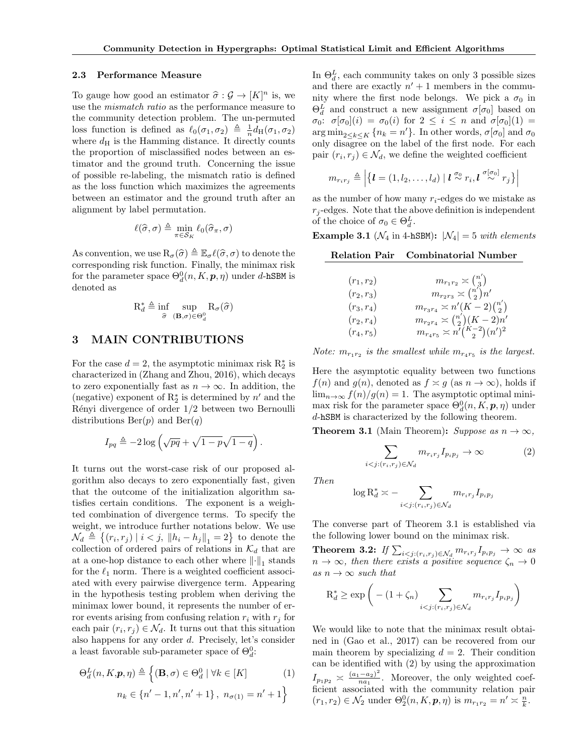### 2.3 Performance Measure

To gauge how good an estimator $\widehat{\sigma} : \mathcal{G} \to [K]^n$ is, we use the *mismatch ratio* as the performance measure to the community detection problem. The un-permuted loss function is defined as $\ell_0(\sigma_1, \sigma_2) \triangleq \frac{1}{n} d_{\mathrm{H}}(\sigma_1, \sigma_2)$ where $d_{\mathrm{H}}$ is the Hamming distance. It directly counts the proportion of misclassified nodes between an estimator and the ground truth. Concerning the issue of possible re-labeling, the mismatch ratio is defined as the loss function which maximizes the agreements between an estimator and the ground truth after an alignment by label permutation.

$$\ell(\widehat{\sigma}, \sigma) \triangleq \min_{\pi \in \mathcal{S}_K} \ell_0(\widehat{\sigma}_\pi, \sigma)$$

As convention, we use $\mathrm{R}_\sigma(\widehat{\sigma}) \triangleq \mathbb{E}_\sigma \ell(\widehat{\sigma}, \sigma)$ to denote the corresponding risk function. Finally, the minimax risk for the parameter space $\Theta_d^0(n, K, \boldsymbol{p}, \eta)$ under $d$-hSBM is denoted as

$$\mathrm{R}_d^* \triangleq \inf_{\widehat{\sigma}} \sup_{(\mathbf{B}, \sigma) \in \Theta_d^0} \mathrm{R}_\sigma(\widehat{\sigma})$$

## 3 MAIN CONTRIBUTIONS

For the case $d = 2$, the asymptotic minimax risk $\mathrm{R}_2^*$ is characterized in (Zhang and Zhou, 2016), which decays to zero exponentially fast as $n \to \infty$. In addition, the (negative) exponent of $\mathrm{R}_2^*$ is determined by $n'$ and the Rényi divergence of order $1/2$ between two Bernoulli distributions $\mathrm{Ber}(p)$ and $\mathrm{Ber}(q)$

$$I_{pq} \triangleq -2 \log \left( \sqrt{pq} + \sqrt{1-p}\sqrt{1-q} \right).$$

It turns out the worst-case risk of our proposed algorithm also decays to zero exponentially fast, given that the outcome of the initialization algorithm satisfies certain conditions. The exponent is a weighted combination of divergence terms. To specify the weight, we introduce further notations below. We use $\mathcal{N}_d \triangleq \left\{ (r_i, r_j) \mid i < j,\ \|h_i - h_j\|_1 = 2 \right\}$ to denote the collection of ordered pairs of relations in $\mathcal{K}_d$ that are at a one-hop distance to each other where $\|\cdot\|_1$ stands for the $\ell_1$ norm. There is a weighted coefficient associated with every pairwise divergence term. Appearing in the hypothesis testing problem when deriving the minimax lower bound, it represents the number of error events arising from confusing relation $r_i$ with $r_j$ for each pair $(r_i, r_j) \in \mathcal{N}_d$. It turns out that this situation also happens for any order $d$. Precisely, let's consider a least favorable sub-parameter space of $\Theta_d^0$:

$$\Theta_d^L(n, K, \boldsymbol{p}, \eta) \triangleq \Big\{ (\mathbf{B}, \sigma) \in \Theta_d^0 \mid \forall k \in [K] \quad (1)$$
$$n_k \in \{n'-1, n', n'+1\},\ n_{\sigma(1)} = n'+1 \Big\}$$

In $\Theta_d^L$, each community takes on only 3 possible sizes and there are exactly $n'+1$ members in the community where the first node belongs. We pick a $\sigma_0$ in $\Theta_d^L$ and construct a new assignment $\sigma[\sigma_0]$ based on $\sigma_0$: $\sigma[\sigma_0](i) = \sigma_0(i)$ for $2 \le i \le n$ and $\sigma[\sigma_0](1) = \arg\min_{2 \le k \le K} \{n_k = n'\}$. In other words, $\sigma[\sigma_0]$ and $\sigma_0$ only disagree on the label of the first node. For each pair $(r_i, r_j) \in \mathcal{N}_d$, we define the weighted coefficient

$$m_{r_i r_j} \triangleq \left| \left\{ \boldsymbol{l} = (1, l_2, \ldots, l_d) \mid \boldsymbol{l} \overset{\sigma_0}{\sim} r_i, \boldsymbol{l} \overset{\sigma[\sigma_0]}{\sim} r_j \right\} \right|$$

as the number of how many $r_i$-edges do we mistake as $r_j$-edges. Note that the above definition is independent of the choice of $\sigma_0 \in \Theta_d^L$.

**Example 3.1** ($\mathcal{N}_4$ in 4-hSBM)**:** *$|\mathcal{N}_4| = 5$ with elements*

| Relation Pair | Combinatorial Number |
|---|---|
| $(r_1, r_2)$ | $m_{r_1 r_2} \asymp \binom{n'}{3}$ |
| $(r_2, r_3)$ | $m_{r_2 r_3} \asymp \binom{n'}{2} n'$ |
| $(r_3, r_4)$ | $m_{r_3 r_4} \asymp n'(K-2)\binom{n'}{2}$ |
| $(r_2, r_4)$ | $m_{r_2 r_4} \asymp \binom{n'}{2}(K-2)n'$ |
| $(r_4, r_5)$ | $m_{r_4 r_5} \asymp n'\binom{K-2}{2}(n')^2$ |

*Note: $m_{r_1 r_2}$ is the smallest while $m_{r_4 r_5}$ is the largest.*

Here the asymptotic equality between two functions $f(n)$ and $g(n)$, denoted as $f \asymp g$ (as $n \to \infty$), holds if $\lim_{n \to \infty} f(n)/g(n) = 1$. The asymptotic optimal minimax risk for the parameter space $\Theta_d^0(n, K, \boldsymbol{p}, \eta)$ under $d$-hSBM is characterized by the following theorem.

**Theorem 3.1** (Main Theorem)**:** *Suppose as $n \to \infty$,*

$$\sum_{i<j:(r_i, r_j) \in \mathcal{N}_d} m_{r_i r_j} I_{p_i p_j} \to \infty \tag{2}$$

*Then*

$$\log \mathrm{R}_d^* \asymp - \sum_{i<j:(r_i, r_j) \in \mathcal{N}_d} m_{r_i r_j} I_{p_i p_j}$$

The converse part of Theorem 3.1 is established via the following lower bound on the minimax risk.

**Theorem 3.2:** *If $\sum_{i<j:(r_i, r_j) \in \mathcal{N}_d} m_{r_i r_j} I_{p_i p_j} \to \infty$ as $n \to \infty$, then there exists a positive sequence $\zeta_n \to 0$ as $n \to \infty$ such that*

$$\mathrm{R}_d^* \ge \exp\left( -(1+\zeta_n) \sum_{i<j:(r_i, r_j) \in \mathcal{N}_d} m_{r_i r_j} I_{p_i p_j} \right)$$

We would like to note that the minimax result obtained in (Gao et al., 2017) can be recovered from our main theorem by specializing $d = 2$. Their condition can be identified with (2) by using the approximation $I_{p_1 p_2} \asymp \frac{(a_1 - a_2)^2}{n a_1}$. Moreover, the only weighted coefficient associated with the community relation pair $(r_1, r_2) \in \mathcal{N}_2$ under $\Theta_2^0(n, K, \boldsymbol{p}, \eta)$ is $m_{r_1 r_2} = n' \asymp \frac{n}{k}$.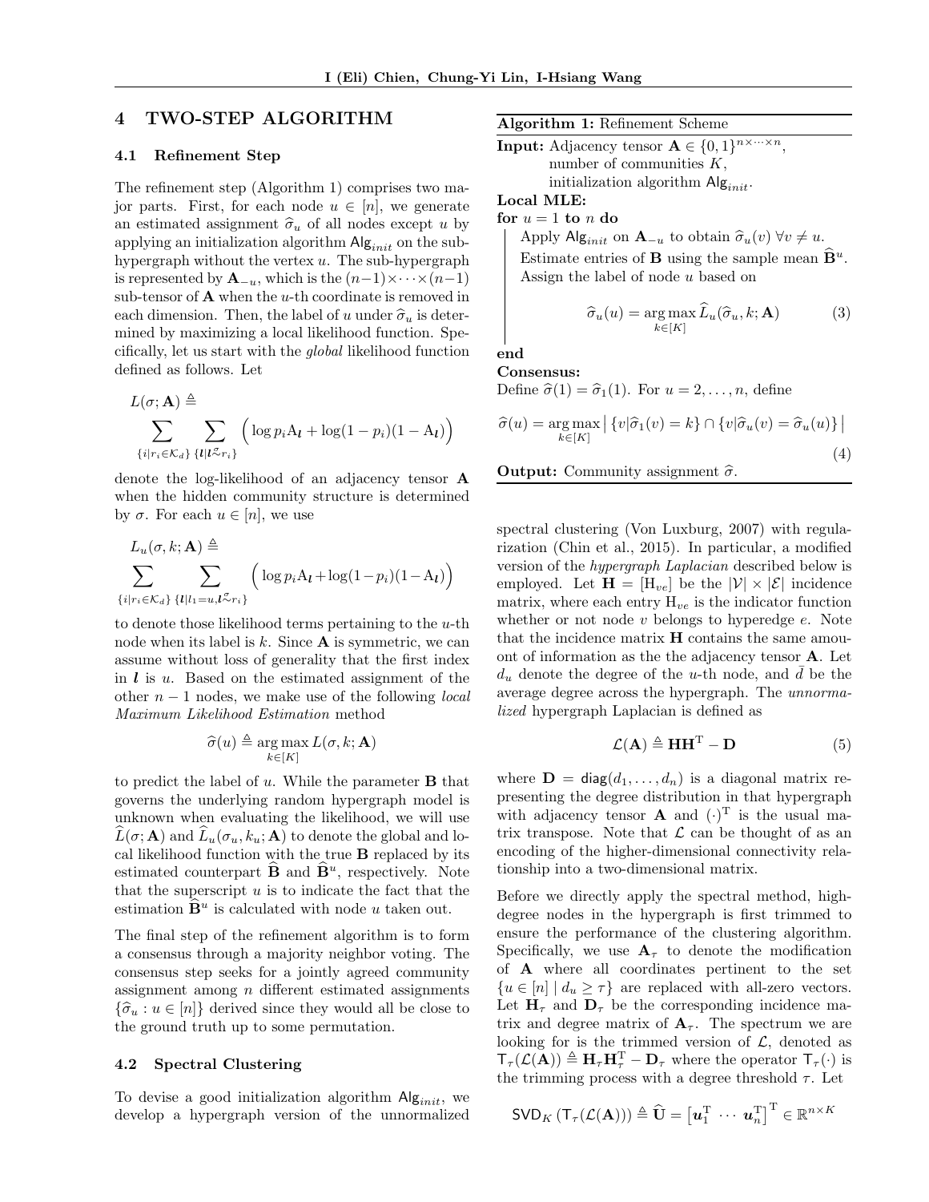## 4 TWO-STEP ALGORITHM

### 4.1 Refinement Step

The refinement step (Algorithm 1) comprises two major parts. First, for each node $u \in [n]$, we generate an estimated assignment $\widehat{\sigma}_u$ of all nodes except $u$ by applying an initialization algorithm $\mathsf{Alg}_{init}$ on the sub-hypergraph without the vertex $u$. The sub-hypergraph is represented by $\mathbf{A}_{-u}$, which is the $(n-1)\times\cdots\times(n-1)$ sub-tensor of $\mathbf{A}$ when the $u$-th coordinate is removed in each dimension. Then, the label of $u$ under $\widehat{\sigma}_u$ is determined by maximizing a local likelihood function. Specifically, let us start with the *global* likelihood function defined as follows. Let

$$L(\sigma; \mathbf{A}) \triangleq \sum_{\{i|r_i \in \mathcal{K}_d\}} \sum_{\{\boldsymbol{l}|\boldsymbol{l} \overset{\sigma}{\sim} r_i\}} \Big( \log p_i \mathrm{A}_{\boldsymbol{l}} + \log(1-p_i)(1-\mathrm{A}_{\boldsymbol{l}}) \Big)$$

denote the log-likelihood of an adjacency tensor $\mathbf{A}$ when the hidden community structure is determined by $\sigma$. For each $u \in [n]$, we use

$$L_u(\sigma, k; \mathbf{A}) \triangleq \sum_{\{i|r_i \in \mathcal{K}_d\}} \sum_{\{\boldsymbol{l}|l_1 = u, \boldsymbol{l} \overset{\sigma}{\sim} r_i\}} \Big( \log p_i \mathrm{A}_{\boldsymbol{l}} + \log(1-p_i)(1-\mathrm{A}_{\boldsymbol{l}}) \Big)$$

to denote those likelihood terms pertaining to the $u$-th node when its label is $k$. Since $\mathbf{A}$ is symmetric, we can assume without loss of generality that the first index in $\boldsymbol{l}$ is $u$. Based on the estimated assignment of the other $n-1$ nodes, we make use of the following *local Maximum Likelihood Estimation* method

$$\widehat{\sigma}(u) \triangleq \underset{k\in[K]}{\arg\max}\, L(\sigma, k; \mathbf{A})$$

to predict the label of $u$. While the parameter $\mathbf{B}$ that governs the underlying random hypergraph model is unknown when evaluating the likelihood, we will use $\widehat{L}(\sigma; \mathbf{A})$ and $\widehat{L}_u(\sigma_u, k_u; \mathbf{A})$ to denote the global and local likelihood function with the true $\mathbf{B}$ replaced by its estimated counterpart $\widehat{\mathbf{B}}$ and $\widehat{\mathbf{B}}^u$, respectively. Note that the superscript $u$ is to indicate the fact that the estimation $\widehat{\mathbf{B}}^u$ is calculated with node $u$ taken out.

The final step of the refinement algorithm is to form a consensus through a majority neighbor voting. The consensus step seeks for a jointly agreed community assignment among $n$ different estimated assignments $\{\widehat{\sigma}_u : u \in [n]\}$ derived since they would all be close to the ground truth up to some permutation.

---

**Algorithm 1:** Refinement Scheme

**Input:** Adjacency tensor $\mathbf{A} \in \{0,1\}^{n\times\cdots\times n}$, number of communities $K$, initialization algorithm $\mathsf{Alg}_{init}$.

**Local MLE:**

**for** $u = 1$ **to** $n$ **do**

- Apply $\mathsf{Alg}_{init}$ on $\mathbf{A}_{-u}$ to obtain $\widehat{\sigma}_u(v)\ \forall v \neq u$.
- Estimate entries of $\mathbf{B}$ using the sample mean $\widehat{\mathbf{B}}^u$.
- Assign the label of node $u$ based on

$$\widehat{\sigma}_u(u) = \underset{k\in[K]}{\arg\max}\, \widehat{L}_u(\widehat{\sigma}_u, k; \mathbf{A}) \tag{3}$$

**end**

**Consensus:**

Define $\widehat{\sigma}(1) = \widehat{\sigma}_1(1)$. For $u = 2, \ldots, n$, define

$$\widehat{\sigma}(u) = \underset{k\in[K]}{\arg\max} \left| \{v|\widehat{\sigma}_1(v) = k\} \cap \{v|\widehat{\sigma}_u(v) = \widehat{\sigma}_u(u)\} \right| \tag{4}$$

**Output:** Community assignment $\widehat{\sigma}$.

---

### 4.2 Spectral Clustering

To devise a good initialization algorithm $\mathsf{Alg}_{init}$, we develop a hypergraph version of the unnormalized spectral clustering (Von Luxburg, 2007) with regularization (Chin et al., 2015). In particular, a modified version of the *hypergraph Laplacian* described below is employed. Let $\mathbf{H} = [\mathrm{H}_{ve}]$ be the $|\mathcal{V}| \times |\mathcal{E}|$ incidence matrix, where each entry $\mathrm{H}_{ve}$ is the indicator function whether or not node $v$ belongs to hyperedge $e$. Note that the incidence matrix $\mathbf{H}$ contains the same amount of information as the the adjacency tensor $\mathbf{A}$. Let $d_u$ denote the degree of the $u$-th node, and $\bar{d}$ be the average degree across the hypergraph. The *unnormalized* hypergraph Laplacian is defined as

$$\mathcal{L}(\mathbf{A}) \triangleq \mathbf{H}\mathbf{H}^{\mathrm{T}} - \mathbf{D} \tag{5}$$

where $\mathbf{D} = \mathsf{diag}(d_1, \ldots, d_n)$ is a diagonal matrix representing the degree distribution in that hypergraph with adjacency tensor $\mathbf{A}$ and $(\cdot)^{\mathrm{T}}$ is the usual matrix transpose. Note that $\mathcal{L}$ can be thought of as an encoding of the higher-dimensional connectivity relationship into a two-dimensional matrix.

Before we directly apply the spectral method, high-degree nodes in the hypergraph is first trimmed to ensure the performance of the clustering algorithm. Specifically, we use $\mathbf{A}_\tau$ to denote the modification of $\mathbf{A}$ where all coordinates pertinent to the set $\{u \in [n] \mid d_u \geq \tau\}$ are replaced with all-zero vectors. Let $\mathbf{H}_\tau$ and $\mathbf{D}_\tau$ be the corresponding incidence matrix and degree matrix of $\mathbf{A}_\tau$. The spectrum we are looking for is the trimmed version of $\mathcal{L}$, denoted as $\mathsf{T}_\tau(\mathcal{L}(\mathbf{A})) \triangleq \mathbf{H}_\tau\mathbf{H}_\tau^{\mathrm{T}} - \mathbf{D}_\tau$ where the operator $\mathsf{T}_\tau(\cdot)$ is the trimming process with a degree threshold $\tau$. Let

$$\mathsf{SVD}_K\left(\mathsf{T}_\tau(\mathcal{L}(\mathbf{A}))\right) \triangleq \widehat{\mathbf{U}} = \begin{bmatrix}\boldsymbol{u}_1^{\mathrm{T}} & \cdots & \boldsymbol{u}_n^{\mathrm{T}}\end{bmatrix}^{\mathrm{T}} \in \mathbb{R}^{n\times K}$$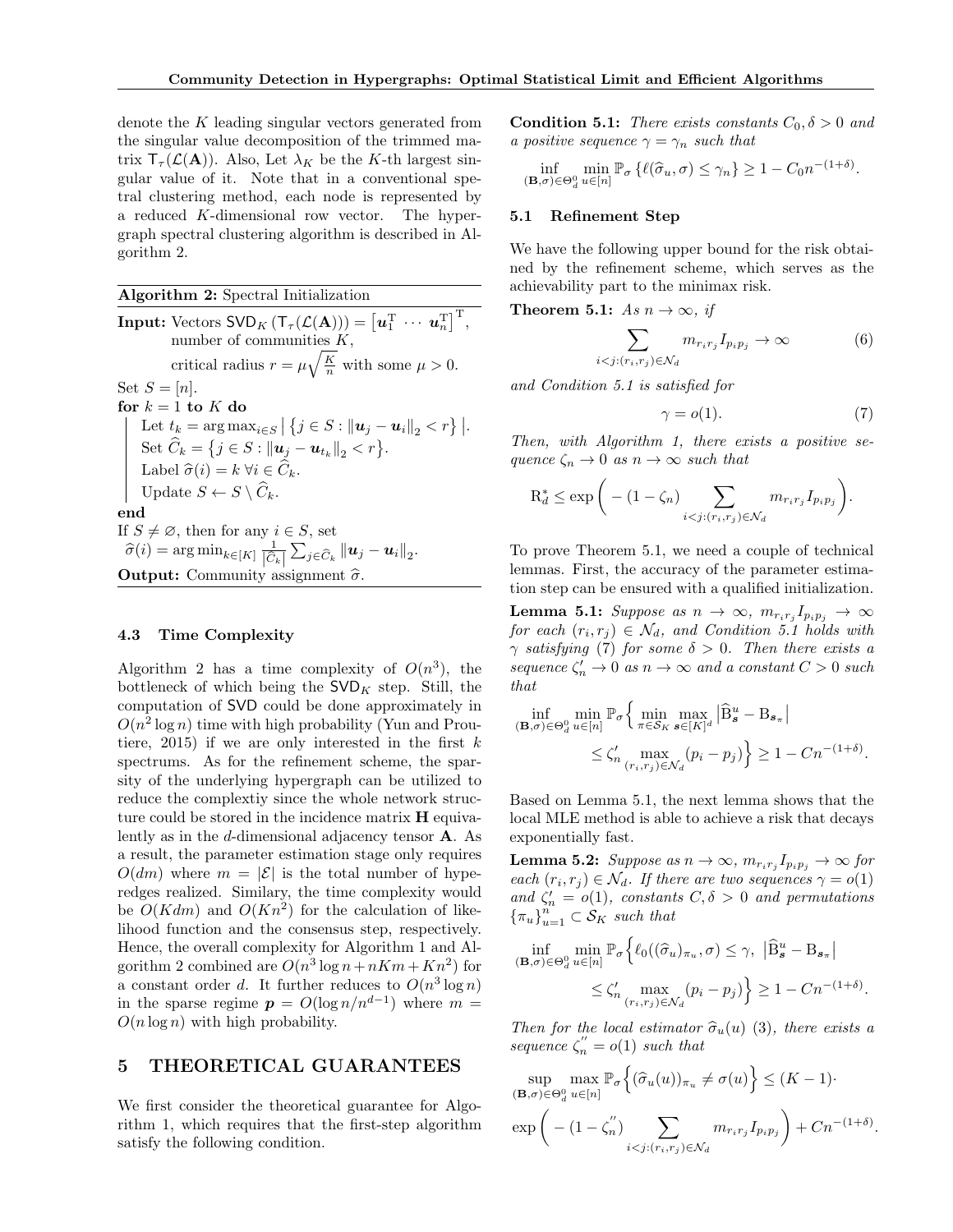denote the $K$ leading singular vectors generated from the singular value decomposition of the trimmed matrix $\mathsf{T}_\tau(\mathcal{L}(\mathbf{A}))$. Also, Let $\lambda_K$ be the $K$-th largest singular value of it. Note that in a conventional spectral clustering method, each node is represented by a reduced $K$-dimensional row vector. The hypergraph spectral clustering algorithm is described in Algorithm 2.

**Algorithm 2:** Spectral Initialization

**Input:** Vectors $\mathsf{SVD}_K\left(\mathsf{T}_\tau(\mathcal{L}(\mathbf{A}))\right) = \left[\boldsymbol{u}_1^{\mathrm{T}} \ \cdots \ \boldsymbol{u}_n^{\mathrm{T}}\right]^{\mathrm{T}}$, number of communities $K$, critical radius $r = \mu\sqrt{\frac{K}{n}}$ with some $\mu > 0$.

Set $S = [n]$.

**for** $k = 1$ **to** $K$ **do**

- Let $t_k = \arg\max_{i \in S} \left| \left\{ j \in S : \|\boldsymbol{u}_j - \boldsymbol{u}_i\|_2 < r \right\} \right|$.
- Set $\widehat{C}_k = \left\{ j \in S : \|\boldsymbol{u}_j - \boldsymbol{u}_{t_k}\|_2 < r \right\}$.
- Label $\widehat{\sigma}(i) = k \ \forall i \in \widehat{C}_k$.
- Update $S \leftarrow S \setminus \widehat{C}_k$.

**end**

If $S \neq \varnothing$, then for any $i \in S$, set $\widehat{\sigma}(i) = \arg\min_{k \in [K]} \frac{1}{|\widehat{C}_k|} \sum_{j \in \widehat{C}_k} \|\boldsymbol{u}_j - \boldsymbol{u}_i\|_2$.

**Output:** Community assignment $\widehat{\sigma}$.

### 4.3 Time Complexity

Algorithm 2 has a time complexity of $O(n^3)$, the bottleneck of which being the $\mathsf{SVD}_K$ step. Still, the computation of $\mathsf{SVD}$ could be done approximately in $O(n^2 \log n)$ time with high probability (Yun and Proutiere, 2015) if we are only interested in the first $k$ spectrums. As for the refinement scheme, the sparsity of the underlying hypergraph can be utilized to reduce the complextiy since the whole network structure could be stored in the incidence matrix $\mathbf{H}$ equivalently as in the $d$-dimensional adjacency tensor $\mathbf{A}$. As a result, the parameter estimation stage only requires $O(dm)$ where $m = |\mathcal{E}|$ is the total number of hyperedges realized. Similary, the time complexity would be $O(Kdm)$ and $O(Kn^2)$ for the calculation of likelihood function and the consensus step, respectively. Hence, the overall complexity for Algorithm 1 and Algorithm 2 combined are $O(n^3 \log n + nKm + Kn^2)$ for a constant order $d$. It further reduces to $O(n^3 \log n)$ in the sparse regime $\boldsymbol{p} = O(\log n / n^{d-1})$ where $m = O(n \log n)$ with high probability.

## 5 THEORETICAL GUARANTEES

We first consider the theoretical guarantee for Algorithm 1, which requires that the first-step algorithm satisfy the following condition.

**Condition 5.1:** *There exists constants $C_0, \delta > 0$ and a positive sequence $\gamma = \gamma_n$ such that*

$$\inf_{(\mathbf{B},\sigma)\in\Theta_d^0} \min_{u\in[n]} \mathbb{P}_\sigma\left\{\ell(\widehat{\sigma}_u, \sigma) \le \gamma_n\right\} \ge 1 - C_0 n^{-(1+\delta)}.$$

### 5.1 Refinement Step

We have the following upper bound for the risk obtained by the refinement scheme, which serves as the achievability part to the minimax risk.

**Theorem 5.1:** *As $n \to \infty$, if*

$$\sum_{i<j:(r_i,r_j)\in\mathcal{N}_d} m_{r_i r_j} I_{p_i p_j} \to \infty \tag{6}$$

*and Condition 5.1 is satisfied for*

$$\gamma = o(1). \tag{7}$$

*Then, with Algorithm 1, there exists a positive sequence $\zeta_n \to 0$ as $n \to \infty$ such that*

$$\mathrm{R}_d^* \le \exp\left( - (1 - \zeta_n) \sum_{i<j:(r_i,r_j)\in\mathcal{N}_d} m_{r_i r_j} I_{p_i p_j} \right).$$

To prove Theorem 5.1, we need a couple of technical lemmas. First, the accuracy of the parameter estimation step can be ensured with a qualified initialization.

**Lemma 5.1:** *Suppose as $n \to \infty$, $m_{r_i r_j} I_{p_i p_j} \to \infty$ for each $(r_i, r_j) \in \mathcal{N}_d$, and Condition 5.1 holds with $\gamma$ satisfying (7) for some $\delta > 0$. Then there exists a sequence $\zeta_n' \to 0$ as $n \to \infty$ and a constant $C > 0$ such that*

$$\inf_{(\mathbf{B},\sigma)\in\Theta_d^0} \min_{u\in[n]} \mathbb{P}_\sigma\Big\{ \min_{\pi\in\mathcal{S}_K} \max_{\boldsymbol{s}\in[K]^d} \left|\widehat{\mathrm{B}}_{\boldsymbol{s}}^u - \mathrm{B}_{\boldsymbol{s}_\pi}\right| \le \zeta_n' \max_{(r_i,r_j)\in\mathcal{N}_d} (p_i - p_j) \Big\} \ge 1 - C n^{-(1+\delta)}.$$

Based on Lemma 5.1, the next lemma shows that the local MLE method is able to achieve a risk that decays exponentially fast.

**Lemma 5.2:** *Suppose as $n \to \infty$, $m_{r_i r_j} I_{p_i p_j} \to \infty$ for each $(r_i, r_j) \in \mathcal{N}_d$. If there are two sequences $\gamma = o(1)$ and $\zeta_n' = o(1)$, constants $C, \delta > 0$ and permutations $\{\pi_u\}_{u=1}^n \subset \mathcal{S}_K$ such that*

$$\inf_{(\mathbf{B},\sigma)\in\Theta_d^0} \min_{u\in[n]} \mathbb{P}_\sigma\Big\{ \ell_0((\widehat{\sigma}_u)_{\pi_u}, \sigma) \le \gamma, \ \left|\widehat{\mathrm{B}}_{\boldsymbol{s}}^u - \mathrm{B}_{\boldsymbol{s}_\pi}\right| \le \zeta_n' \max_{(r_i,r_j)\in\mathcal{N}_d} (p_i - p_j) \Big\} \ge 1 - C n^{-(1+\delta)}.$$

*Then for the local estimator $\widehat{\sigma}_u(u)$ (3), there exists a sequence $\zeta_n'' = o(1)$ such that*

$$\sup_{(\mathbf{B},\sigma)\in\Theta_d^0} \max_{u\in[n]} \mathbb{P}_\sigma\Big\{ (\widehat{\sigma}_u(u))_{\pi_u} \neq \sigma(u) \Big\} \le (K-1) \cdot \exp\left( - (1 - \zeta_n'') \sum_{i<j:(r_i,r_j)\in\mathcal{N}_d} m_{r_i r_j} I_{p_i p_j} \right) + C n^{-(1+\delta)}.$$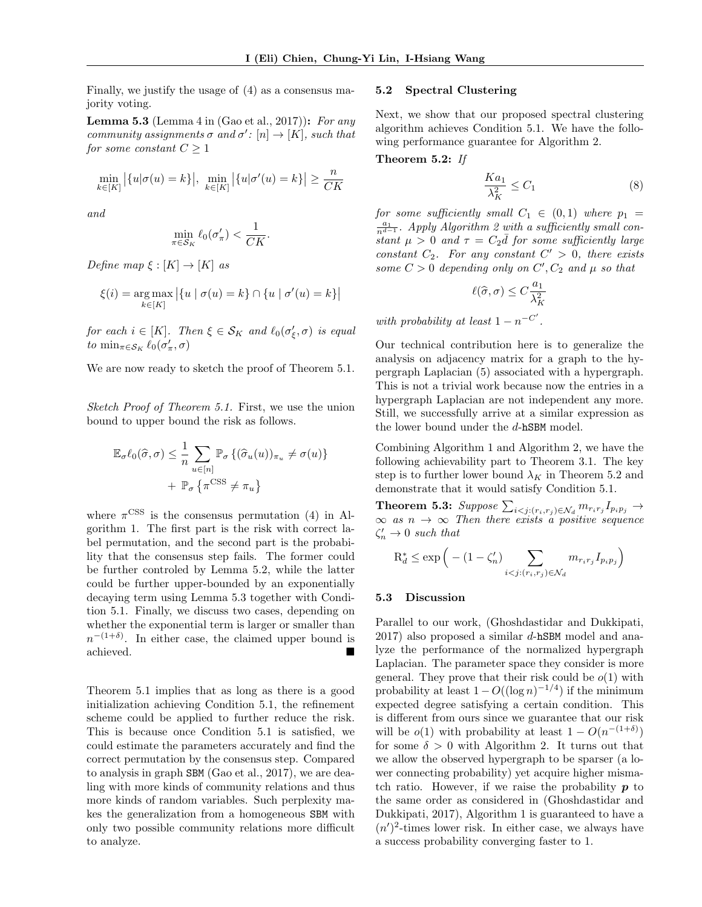Finally, we justify the usage of (4) as a consensus majority voting.

**Lemma 5.3** (Lemma 4 in (Gao et al., 2017))**:** *For any community assignments $\sigma$ and $\sigma'$: $[n] \to [K]$, such that for some constant $C \geq 1$*

$$\min_{k\in[K]} \left|\{u|\sigma(u)=k\}\right|,\ \min_{k\in[K]} \left|\{u|\sigma'(u)=k\}\right| \geq \frac{n}{CK}$$

*and*

$$\min_{\pi\in\mathcal{S}_K} \ell_0(\sigma'_\pi) < \frac{1}{CK}.$$

*Define map $\xi : [K] \to [K]$ as*

$$\xi(i) = \underset{k\in[K]}{\arg\max} \left|\{u \mid \sigma(u)=k\} \cap \{u \mid \sigma'(u)=k\}\right|$$

*for each $i \in [K]$. Then $\xi \in \mathcal{S}_K$ and $\ell_0(\sigma'_\xi, \sigma)$ is equal to $\min_{\pi\in\mathcal{S}_K} \ell_0(\sigma'_\pi, \sigma)$*

We are now ready to sketch the proof of Theorem 5.1.

*Sketch Proof of Theorem 5.1.* First, we use the union bound to upper bound the risk as follows.

$$\mathbb{E}_\sigma \ell_0(\widehat{\sigma}, \sigma) \leq \frac{1}{n}\sum_{u\in[n]} \mathbb{P}_\sigma\left\{(\widehat{\sigma}_u(u))_{\pi_u} \neq \sigma(u)\right\} + \mathbb{P}_\sigma\left\{\pi^{\text{CSS}} \neq \pi_u\right\}$$

where $\pi^{\text{CSS}}$ is the consensus permutation (4) in Algorithm 1. The first part is the risk with correct label permutation, and the second part is the probability that the consensus step fails. The former could be further controled by Lemma 5.2, while the latter could be further upper-bounded by an exponentially decaying term using Lemma 5.3 together with Condition 5.1. Finally, we discuss two cases, depending on whether the exponential term is larger or smaller than $n^{-(1+\delta)}$. In either case, the claimed upper bound is achieved. ■

Theorem 5.1 implies that as long as there is a good initialization achieving Condition 5.1, the refinement scheme could be applied to further reduce the risk. This is because once Condition 5.1 is satisfied, we could estimate the parameters accurately and find the correct permutation by the consensus step. Compared to analysis in graph SBM (Gao et al., 2017), we are dealing with more kinds of community relations and thus more kinds of random variables. Such perplexity makes the generalization from a homogeneous SBM with only two possible community relations more difficult to analyze.

### 5.2 Spectral Clustering

Next, we show that our proposed spectral clustering algorithm achieves Condition 5.1. We have the following performance guarantee for Algorithm 2.

**Theorem 5.2:** *If*

$$\frac{Ka_1}{\lambda_K^2} \leq C_1 \tag{8}$$

*for some sufficiently small $C_1 \in (0,1)$ where $p_1 = \frac{a_1}{n^{d-1}}$. Apply Algorithm 2 with a sufficiently small constant $\mu > 0$ and $\tau = C_2\bar{d}$ for some sufficiently large constant $C_2$. For any constant $C' > 0$, there exists some $C > 0$ depending only on $C', C_2$ and $\mu$ so that*

$$\ell(\widehat{\sigma}, \sigma) \leq C\frac{a_1}{\lambda_K^2}$$

*with probability at least $1 - n^{-C'}$.*

Our technical contribution here is to generalize the analysis on adjacency matrix for a graph to the hypergraph Laplacian (5) associated with a hypergraph. This is not a trivial work because now the entries in a hypergraph Laplacian are not independent any more. Still, we successfully arrive at a similar expression as the lower bound under the $d$-hSBM model.

Combining Algorithm 1 and Algorithm 2, we have the following achievability part to Theorem 3.1. The key step is to further lower bound $\lambda_K$ in Theorem 5.2 and demonstrate that it would satisfy Condition 5.1.

**Theorem 5.3:** *Suppose $\sum_{i<j:(r_i,r_j)\in\mathcal{N}_d} m_{r_ir_j} I_{p_ip_j} \to \infty$ as $n \to \infty$ Then there exists a positive sequence $\zeta'_n \to 0$ such that*

$$\mathrm{R}_d^* \leq \exp\Big(-(1-\zeta'_n)\sum_{i<j:(r_i,r_j)\in\mathcal{N}_d} m_{r_ir_j} I_{p_ip_j}\Big)$$

### 5.3 Discussion

Parallel to our work, (Ghoshdastidar and Dukkipati, 2017) also proposed a similar $d$-hSBM model and analyze the performance of the normalized hypergraph Laplacian. The parameter space they consider is more general. They prove that their risk could be $o(1)$ with probability at least $1 - O((\log n)^{-1/4})$ if the minimum expected degree satisfying a certain condition. This is different from ours since we guarantee that our risk will be $o(1)$ with probability at least $1 - O(n^{-(1+\delta)})$ for some $\delta > 0$ with Algorithm 2. It turns out that we allow the observed hypergraph to be sparser (a lower connecting probability) yet acquire higher mismatch ratio. However, if we raise the probability $\boldsymbol{p}$ to the same order as considered in (Ghoshdastidar and Dukkipati, 2017), Algorithm 1 is guaranteed to have a $(n')^2$-times lower risk. In either case, we always have a success probability converging faster to 1.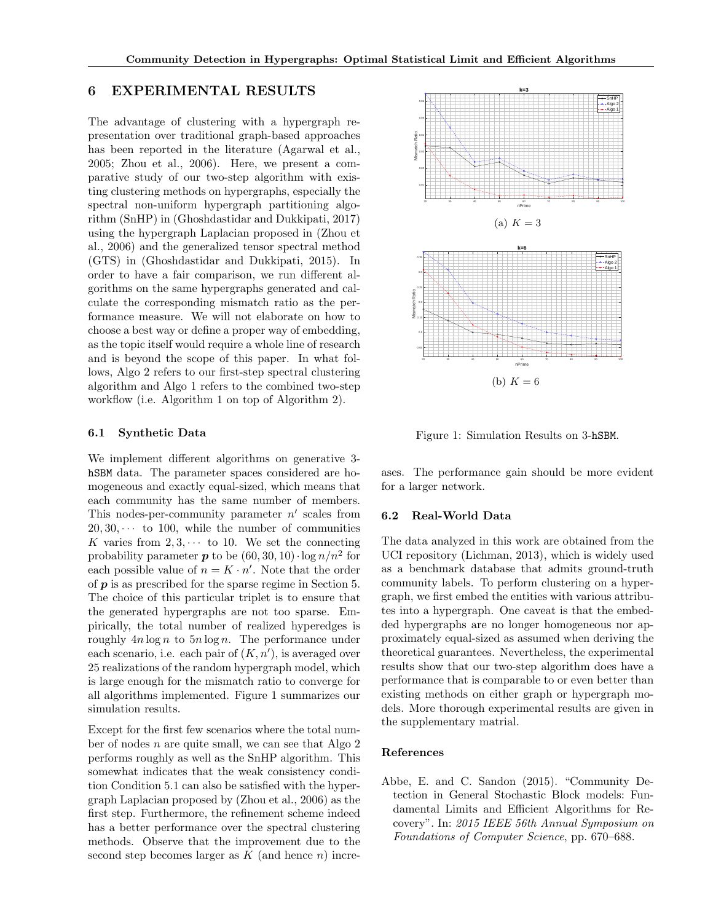# 6 EXPERIMENTAL RESULTS

The advantage of clustering with a hypergraph representation over traditional graph-based approaches has been reported in the literature (Agarwal et al., 2005; Zhou et al., 2006). Here, we present a comparative study of our two-step algorithm with existing clustering methods on hypergraphs, especially the spectral non-uniform hypergraph partitioning algorithm (SnHP) in (Ghoshdastidar and Dukkipati, 2017) using the hypergraph Laplacian proposed in (Zhou et al., 2006) and the generalized tensor spectral method (GTS) in (Ghoshdastidar and Dukkipati, 2015). In order to have a fair comparison, we run different algorithms on the same hypergraphs generated and calculate the corresponding mismatch ratio as the performance measure. We will not elaborate on how to choose a best way or define a proper way of embedding, as the topic itself would require a whole line of research and is beyond the scope of this paper. In what follows, Algo 2 refers to our first-step spectral clustering algorithm and Algo 1 refers to the combined two-step workflow (i.e. Algorithm 1 on top of Algorithm 2).

## 6.1 Synthetic Data

We implement different algorithms on generative 3-hSBM data. The parameter spaces considered are homogeneous and exactly equal-sized, which means that each community has the same number of members. This nodes-per-community parameter $n'$ scales from $20, 30, \cdots$ to 100, while the number of communities $K$ varies from $2, 3, \cdots$ to 10. We set the connecting probability parameter $\boldsymbol{p}$ to be $(60, 30, 10) \cdot \log n/n^2$ for each possible value of $n = K \cdot n'$. Note that the order of $\boldsymbol{p}$ is as prescribed for the sparse regime in Section 5. The choice of this particular triplet is to ensure that the generated hypergraphs are not too sparse. Empirically, the total number of realized hyperedges is roughly $4n \log n$ to $5n \log n$. The performance under each scenario, i.e. each pair of $(K, n')$, is averaged over 25 realizations of the random hypergraph model, which is large enough for the mismatch ratio to converge for all algorithms implemented. Figure 1 summarizes our simulation results.

Except for the first few scenarios where the total number of nodes $n$ are quite small, we can see that Algo 2 performs roughly as well as the SnHP algorithm. This somewhat indicates that the weak consistency condition Condition 5.1 can also be satisfied with the hypergraph Laplacian proposed by (Zhou et al., 2006) as the first step. Furthermore, the refinement scheme indeed has a better performance over the spectral clustering methods. Observe that the improvement due to the second step becomes larger as $K$ (and hence $n$) increases. The performance gain should be more evident for a larger network.

(a) $K = 3$

(b) $K = 6$

Figure 1: Simulation Results on 3-hSBM.

## 6.2 Real-World Data

The data analyzed in this work are obtained from the UCI repository (Lichman, 2013), which is widely used as a benchmark database that admits ground-truth community labels. To perform clustering on a hypergraph, we first embed the entities with various attributes into a hypergraph. One caveat is that the embedded hypergraphs are no longer homogeneous nor approximately equal-sized as assumed when deriving the theoretical guarantees. Nevertheless, the experimental results show that our two-step algorithm does have a performance that is comparable to or even better than existing methods on either graph or hypergraph models. More thorough experimental results are given in the supplementary matrial.

## References

Abbe, E. and C. Sandon (2015). "Community Detection in General Stochastic Block models: Fundamental Limits and Efficient Algorithms for Recovery". In: *2015 IEEE 56th Annual Symposium on Foundations of Computer Science*, pp. 670–688.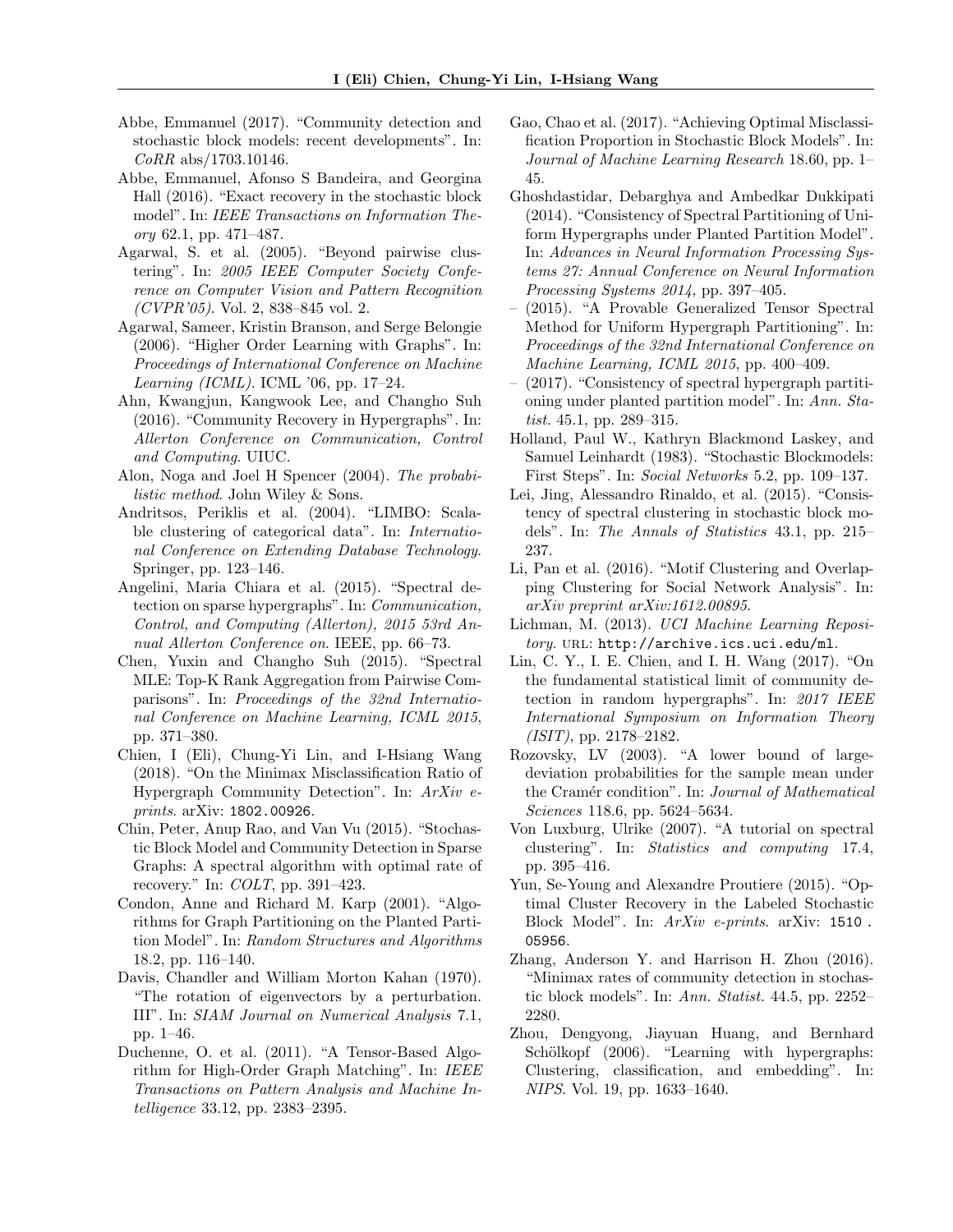Abbe, Emmanuel (2017). "Community detection and stochastic block models: recent developments". In: *CoRR* abs/1703.10146.

Abbe, Emmanuel, Afonso S Bandeira, and Georgina Hall (2016). "Exact recovery in the stochastic block model". In: *IEEE Transactions on Information Theory* 62.1, pp. 471–487.

Agarwal, S. et al. (2005). "Beyond pairwise clustering". In: *2005 IEEE Computer Society Conference on Computer Vision and Pattern Recognition (CVPR'05)*. Vol. 2, 838–845 vol. 2.

Agarwal, Sameer, Kristin Branson, and Serge Belongie (2006). "Higher Order Learning with Graphs". In: *Proceedings of International Conference on Machine Learning (ICML)*. ICML '06, pp. 17–24.

Ahn, Kwangjun, Kangwook Lee, and Changho Suh (2016). "Community Recovery in Hypergraphs". In: *Allerton Conference on Communication, Control and Computing*. UIUC.

Alon, Noga and Joel H Spencer (2004). *The probabilistic method*. John Wiley & Sons.

Andritsos, Periklis et al. (2004). "LIMBO: Scalable clustering of categorical data". In: *International Conference on Extending Database Technology*. Springer, pp. 123–146.

Angelini, Maria Chiara et al. (2015). "Spectral detection on sparse hypergraphs". In: *Communication, Control, and Computing (Allerton), 2015 53rd Annual Allerton Conference on*. IEEE, pp. 66–73.

Chen, Yuxin and Changho Suh (2015). "Spectral MLE: Top-K Rank Aggregation from Pairwise Comparisons". In: *Proceedings of the 32nd International Conference on Machine Learning, ICML 2015*, pp. 371–380.

Chien, I (Eli), Chung-Yi Lin, and I-Hsiang Wang (2018). "On the Minimax Misclassification Ratio of Hypergraph Community Detection". In: *ArXiv e-prints*. arXiv: 1802.00926.

Chin, Peter, Anup Rao, and Van Vu (2015). "Stochastic Block Model and Community Detection in Sparse Graphs: A spectral algorithm with optimal rate of recovery." In: *COLT*, pp. 391–423.

Condon, Anne and Richard M. Karp (2001). "Algorithms for Graph Partitioning on the Planted Partition Model". In: *Random Structures and Algorithms* 18.2, pp. 116–140.

Davis, Chandler and William Morton Kahan (1970). "The rotation of eigenvectors by a perturbation. III". In: *SIAM Journal on Numerical Analysis* 7.1, pp. 1–46.

Duchenne, O. et al. (2011). "A Tensor-Based Algorithm for High-Order Graph Matching". In: *IEEE Transactions on Pattern Analysis and Machine Intelligence* 33.12, pp. 2383–2395.

Gao, Chao et al. (2017). "Achieving Optimal Misclassification Proportion in Stochastic Block Models". In: *Journal of Machine Learning Research* 18.60, pp. 1–45.

Ghoshdastidar, Debarghya and Ambedkar Dukkipati (2014). "Consistency of Spectral Partitioning of Uniform Hypergraphs under Planted Partition Model". In: *Advances in Neural Information Processing Systems 27: Annual Conference on Neural Information Processing Systems 2014*, pp. 397–405.

– (2015). "A Provable Generalized Tensor Spectral Method for Uniform Hypergraph Partitioning". In: *Proceedings of the 32nd International Conference on Machine Learning, ICML 2015*, pp. 400–409.

– (2017). "Consistency of spectral hypergraph partitioning under planted partition model". In: *Ann. Statist.* 45.1, pp. 289–315.

Holland, Paul W., Kathryn Blackmond Laskey, and Samuel Leinhardt (1983). "Stochastic Blockmodels: First Steps". In: *Social Networks* 5.2, pp. 109–137.

Lei, Jing, Alessandro Rinaldo, et al. (2015). "Consistency of spectral clustering in stochastic block models". In: *The Annals of Statistics* 43.1, pp. 215–237.

Li, Pan et al. (2016). "Motif Clustering and Overlapping Clustering for Social Network Analysis". In: *arXiv preprint arXiv:1612.00895*.

Lichman, M. (2013). *UCI Machine Learning Repository*. URL: http://archive.ics.uci.edu/ml.

Lin, C. Y., I. E. Chien, and I. H. Wang (2017). "On the fundamental statistical limit of community detection in random hypergraphs". In: *2017 IEEE International Symposium on Information Theory (ISIT)*, pp. 2178–2182.

Rozovsky, LV (2003). "A lower bound of large-deviation probabilities for the sample mean under the Cramér condition". In: *Journal of Mathematical Sciences* 118.6, pp. 5624–5634.

Von Luxburg, Ulrike (2007). "A tutorial on spectral clustering". In: *Statistics and computing* 17.4, pp. 395–416.

Yun, Se-Young and Alexandre Proutiere (2015). "Optimal Cluster Recovery in the Labeled Stochastic Block Model". In: *ArXiv e-prints*. arXiv: 1510.05956.

Zhang, Anderson Y. and Harrison H. Zhou (2016). "Minimax rates of community detection in stochastic block models". In: *Ann. Statist.* 44.5, pp. 2252–2280.

Zhou, Dengyong, Jiayuan Huang, and Bernhard Schölkopf (2006). "Learning with hypergraphs: Clustering, classification, and embedding". In: *NIPS*. Vol. 19, pp. 1633–1640.